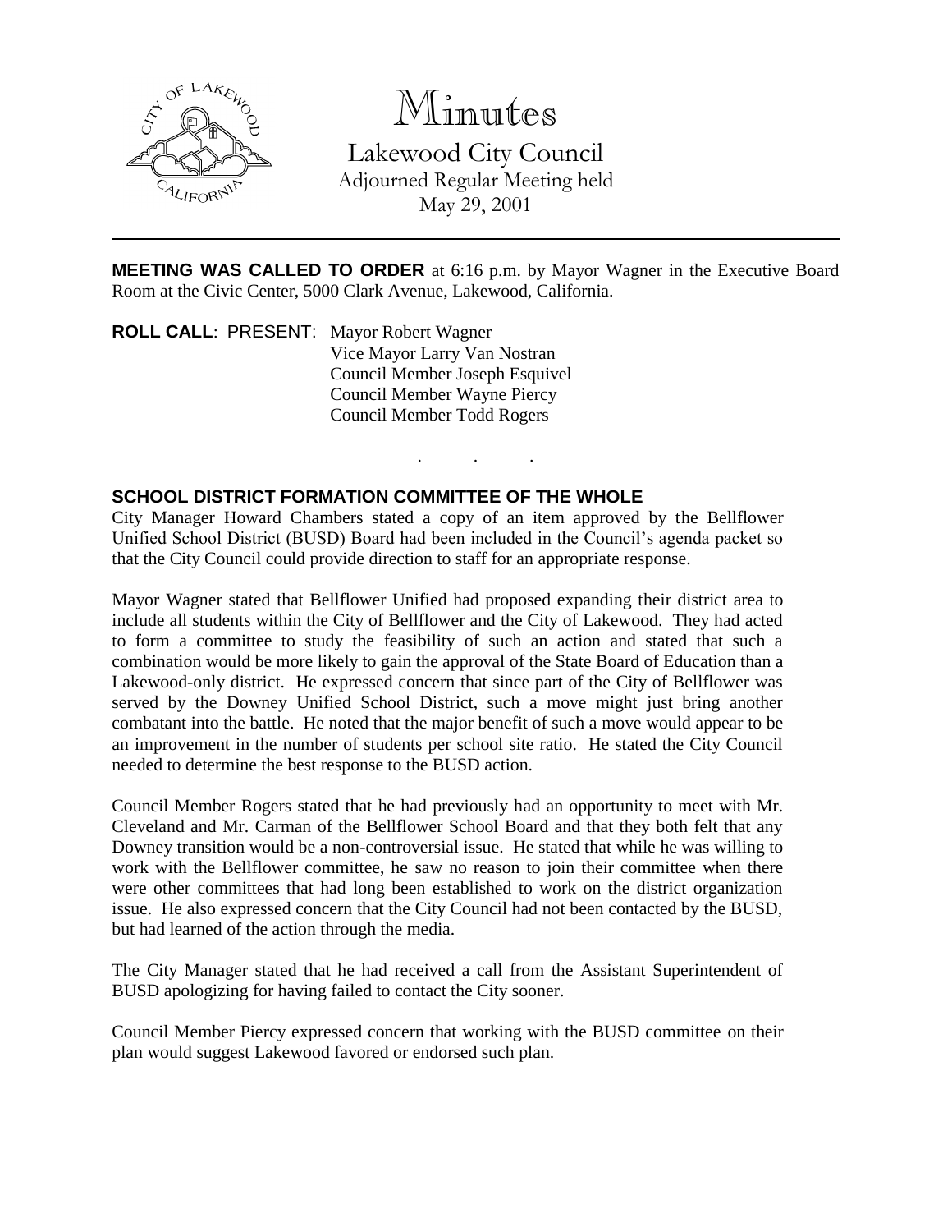# Minutes

Lakewood City Council
Adjourned Regular Meeting held
May 29, 2001

---

**MEETING WAS CALLED TO ORDER** at 6:16 p.m. by Mayor Wagner in the Executive Board Room at the Civic Center, 5000 Clark Avenue, Lakewood, California.

**ROLL CALL**: PRESENT: Mayor Robert Wagner
Vice Mayor Larry Van Nostran
Council Member Joseph Esquivel
Council Member Wayne Piercy
Council Member Todd Rogers

. . .

**SCHOOL DISTRICT FORMATION COMMITTEE OF THE WHOLE**

City Manager Howard Chambers stated a copy of an item approved by the Bellflower Unified School District (BUSD) Board had been included in the Council's agenda packet so that the City Council could provide direction to staff for an appropriate response.

Mayor Wagner stated that Bellflower Unified had proposed expanding their district area to include all students within the City of Bellflower and the City of Lakewood. They had acted to form a committee to study the feasibility of such an action and stated that such a combination would be more likely to gain the approval of the State Board of Education than a Lakewood-only district. He expressed concern that since part of the City of Bellflower was served by the Downey Unified School District, such a move might just bring another combatant into the battle. He noted that the major benefit of such a move would appear to be an improvement in the number of students per school site ratio. He stated the City Council needed to determine the best response to the BUSD action.

Council Member Rogers stated that he had previously had an opportunity to meet with Mr. Cleveland and Mr. Carman of the Bellflower School Board and that they both felt that any Downey transition would be a non-controversial issue. He stated that while he was willing to work with the Bellflower committee, he saw no reason to join their committee when there were other committees that had long been established to work on the district organization issue. He also expressed concern that the City Council had not been contacted by the BUSD, but had learned of the action through the media.

The City Manager stated that he had received a call from the Assistant Superintendent of BUSD apologizing for having failed to contact the City sooner.

Council Member Piercy expressed concern that working with the BUSD committee on their plan would suggest Lakewood favored or endorsed such plan.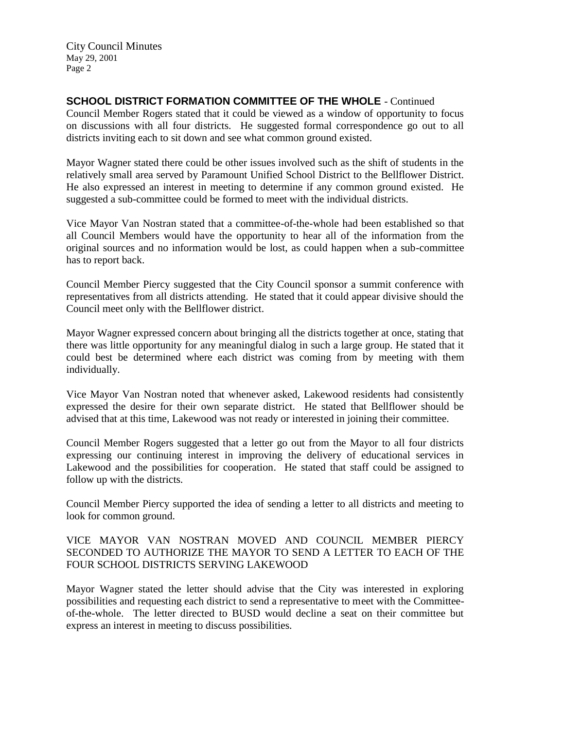**SCHOOL DISTRICT FORMATION COMMITTEE OF THE WHOLE** - Continued

Council Member Rogers stated that it could be viewed as a window of opportunity to focus on discussions with all four districts. He suggested formal correspondence go out to all districts inviting each to sit down and see what common ground existed.

Mayor Wagner stated there could be other issues involved such as the shift of students in the relatively small area served by Paramount Unified School District to the Bellflower District. He also expressed an interest in meeting to determine if any common ground existed. He suggested a sub-committee could be formed to meet with the individual districts.

Vice Mayor Van Nostran stated that a committee-of-the-whole had been established so that all Council Members would have the opportunity to hear all of the information from the original sources and no information would be lost, as could happen when a sub-committee has to report back.

Council Member Piercy suggested that the City Council sponsor a summit conference with representatives from all districts attending. He stated that it could appear divisive should the Council meet only with the Bellflower district.

Mayor Wagner expressed concern about bringing all the districts together at once, stating that there was little opportunity for any meaningful dialog in such a large group. He stated that it could best be determined where each district was coming from by meeting with them individually.

Vice Mayor Van Nostran noted that whenever asked, Lakewood residents had consistently expressed the desire for their own separate district. He stated that Bellflower should be advised that at this time, Lakewood was not ready or interested in joining their committee.

Council Member Rogers suggested that a letter go out from the Mayor to all four districts expressing our continuing interest in improving the delivery of educational services in Lakewood and the possibilities for cooperation. He stated that staff could be assigned to follow up with the districts.

Council Member Piercy supported the idea of sending a letter to all districts and meeting to look for common ground.

VICE MAYOR VAN NOSTRAN MOVED AND COUNCIL MEMBER PIERCY SECONDED TO AUTHORIZE THE MAYOR TO SEND A LETTER TO EACH OF THE FOUR SCHOOL DISTRICTS SERVING LAKEWOOD

Mayor Wagner stated the letter should advise that the City was interested in exploring possibilities and requesting each district to send a representative to meet with the Committee-of-the-whole. The letter directed to BUSD would decline a seat on their committee but express an interest in meeting to discuss possibilities.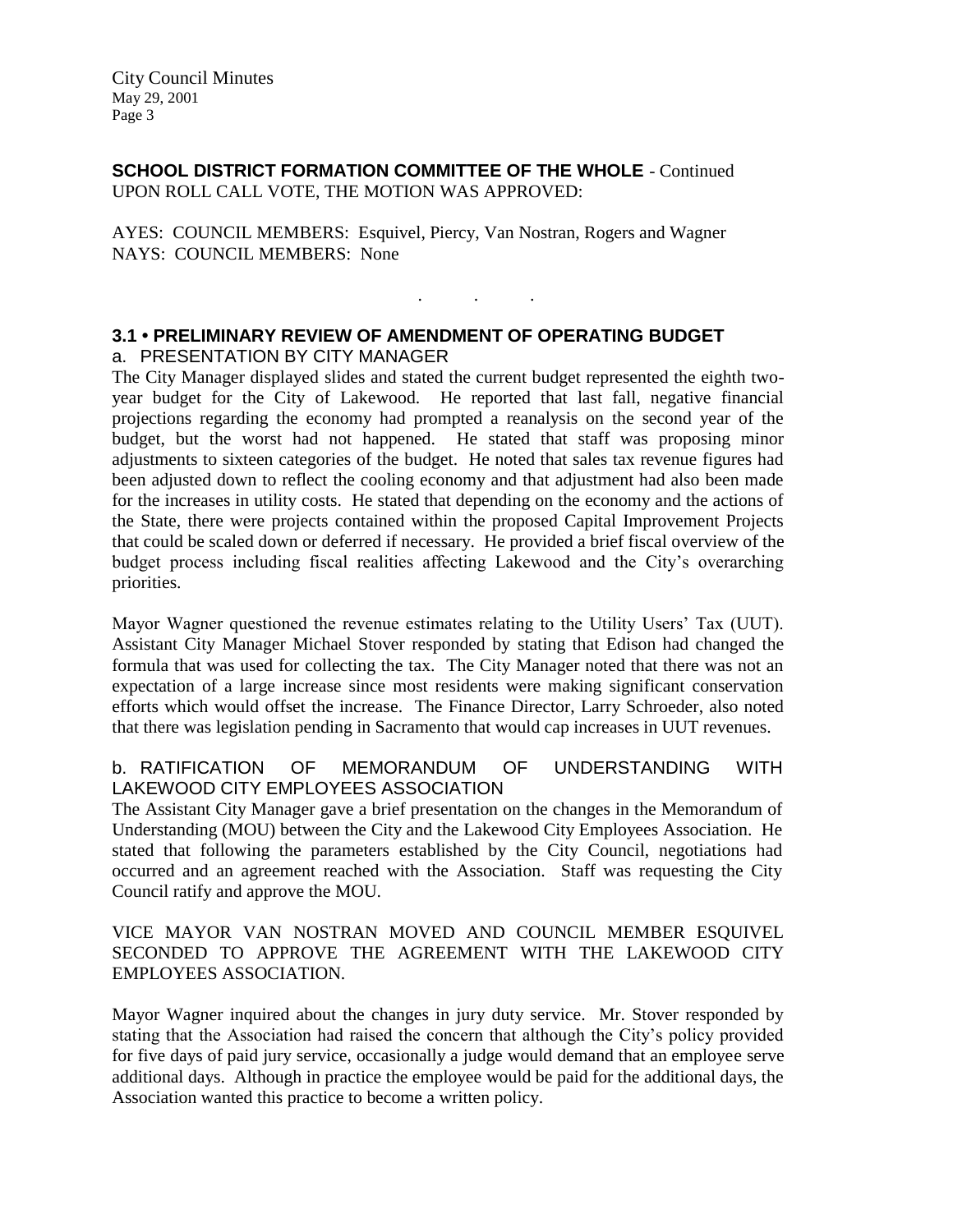**SCHOOL DISTRICT FORMATION COMMITTEE OF THE WHOLE** - Continued
UPON ROLL CALL VOTE, THE MOTION WAS APPROVED:

AYES: COUNCIL MEMBERS: Esquivel, Piercy, Van Nostran, Rogers and Wagner
NAYS: COUNCIL MEMBERS: None

. . .

### 3.1 • PRELIMINARY REVIEW OF AMENDMENT OF OPERATING BUDGET

a. PRESENTATION BY CITY MANAGER

The City Manager displayed slides and stated the current budget represented the eighth two-year budget for the City of Lakewood. He reported that last fall, negative financial projections regarding the economy had prompted a reanalysis on the second year of the budget, but the worst had not happened. He stated that staff was proposing minor adjustments to sixteen categories of the budget. He noted that sales tax revenue figures had been adjusted down to reflect the cooling economy and that adjustment had also been made for the increases in utility costs. He stated that depending on the economy and the actions of the State, there were projects contained within the proposed Capital Improvement Projects that could be scaled down or deferred if necessary. He provided a brief fiscal overview of the budget process including fiscal realities affecting Lakewood and the City's overarching priorities.

Mayor Wagner questioned the revenue estimates relating to the Utility Users' Tax (UUT). Assistant City Manager Michael Stover responded by stating that Edison had changed the formula that was used for collecting the tax. The City Manager noted that there was not an expectation of a large increase since most residents were making significant conservation efforts which would offset the increase. The Finance Director, Larry Schroeder, also noted that there was legislation pending in Sacramento that would cap increases in UUT revenues.

b. RATIFICATION OF MEMORANDUM OF UNDERSTANDING WITH LAKEWOOD CITY EMPLOYEES ASSOCIATION

The Assistant City Manager gave a brief presentation on the changes in the Memorandum of Understanding (MOU) between the City and the Lakewood City Employees Association. He stated that following the parameters established by the City Council, negotiations had occurred and an agreement reached with the Association. Staff was requesting the City Council ratify and approve the MOU.

VICE MAYOR VAN NOSTRAN MOVED AND COUNCIL MEMBER ESQUIVEL SECONDED TO APPROVE THE AGREEMENT WITH THE LAKEWOOD CITY EMPLOYEES ASSOCIATION.

Mayor Wagner inquired about the changes in jury duty service. Mr. Stover responded by stating that the Association had raised the concern that although the City's policy provided for five days of paid jury service, occasionally a judge would demand that an employee serve additional days. Although in practice the employee would be paid for the additional days, the Association wanted this practice to become a written policy.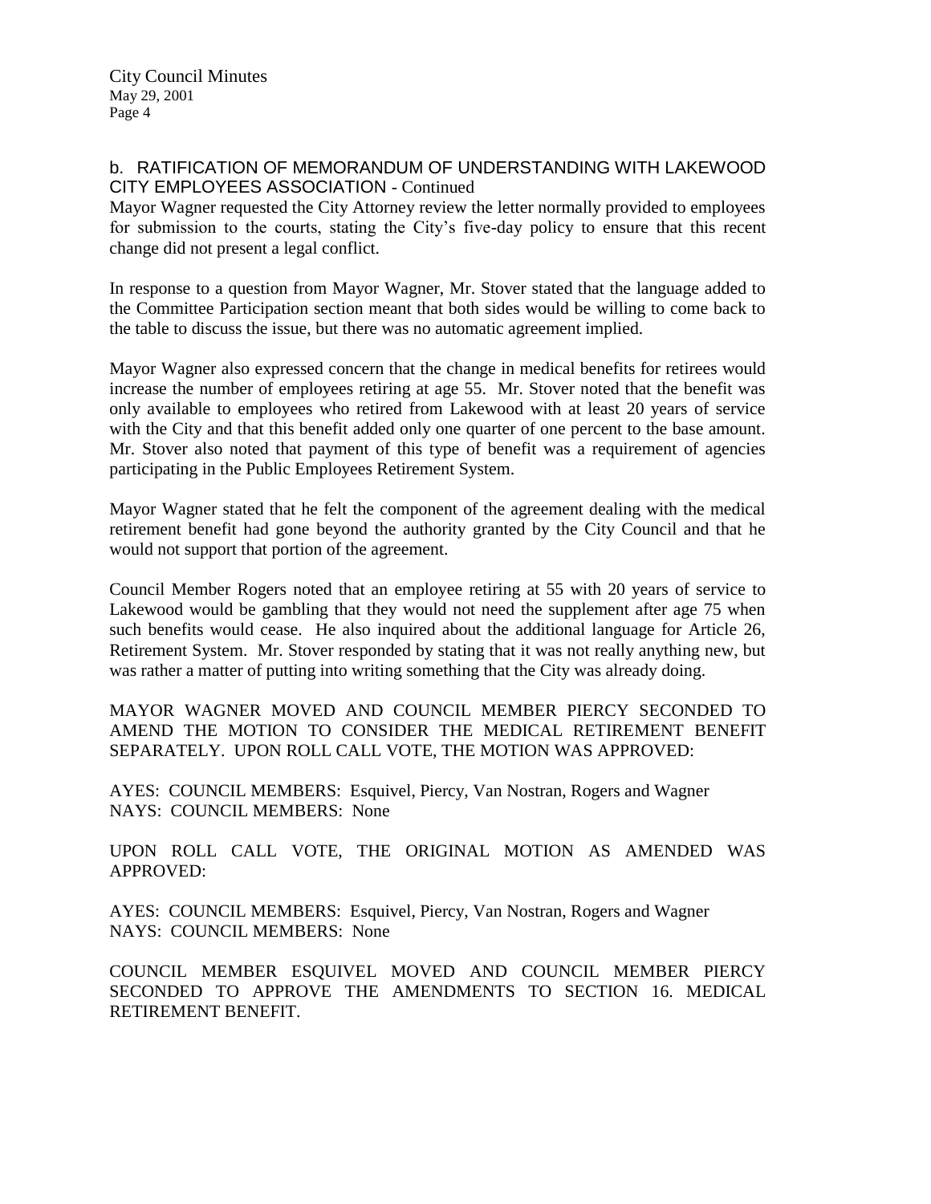### b. RATIFICATION OF MEMORANDUM OF UNDERSTANDING WITH LAKEWOOD CITY EMPLOYEES ASSOCIATION - Continued

Mayor Wagner requested the City Attorney review the letter normally provided to employees for submission to the courts, stating the City's five-day policy to ensure that this recent change did not present a legal conflict.

In response to a question from Mayor Wagner, Mr. Stover stated that the language added to the Committee Participation section meant that both sides would be willing to come back to the table to discuss the issue, but there was no automatic agreement implied.

Mayor Wagner also expressed concern that the change in medical benefits for retirees would increase the number of employees retiring at age 55. Mr. Stover noted that the benefit was only available to employees who retired from Lakewood with at least 20 years of service with the City and that this benefit added only one quarter of one percent to the base amount. Mr. Stover also noted that payment of this type of benefit was a requirement of agencies participating in the Public Employees Retirement System.

Mayor Wagner stated that he felt the component of the agreement dealing with the medical retirement benefit had gone beyond the authority granted by the City Council and that he would not support that portion of the agreement.

Council Member Rogers noted that an employee retiring at 55 with 20 years of service to Lakewood would be gambling that they would not need the supplement after age 75 when such benefits would cease. He also inquired about the additional language for Article 26, Retirement System. Mr. Stover responded by stating that it was not really anything new, but was rather a matter of putting into writing something that the City was already doing.

MAYOR WAGNER MOVED AND COUNCIL MEMBER PIERCY SECONDED TO AMEND THE MOTION TO CONSIDER THE MEDICAL RETIREMENT BENEFIT SEPARATELY. UPON ROLL CALL VOTE, THE MOTION WAS APPROVED:

AYES: COUNCIL MEMBERS: Esquivel, Piercy, Van Nostran, Rogers and Wagner
NAYS: COUNCIL MEMBERS: None

UPON ROLL CALL VOTE, THE ORIGINAL MOTION AS AMENDED WAS APPROVED:

AYES: COUNCIL MEMBERS: Esquivel, Piercy, Van Nostran, Rogers and Wagner
NAYS: COUNCIL MEMBERS: None

COUNCIL MEMBER ESQUIVEL MOVED AND COUNCIL MEMBER PIERCY SECONDED TO APPROVE THE AMENDMENTS TO SECTION 16. MEDICAL RETIREMENT BENEFIT.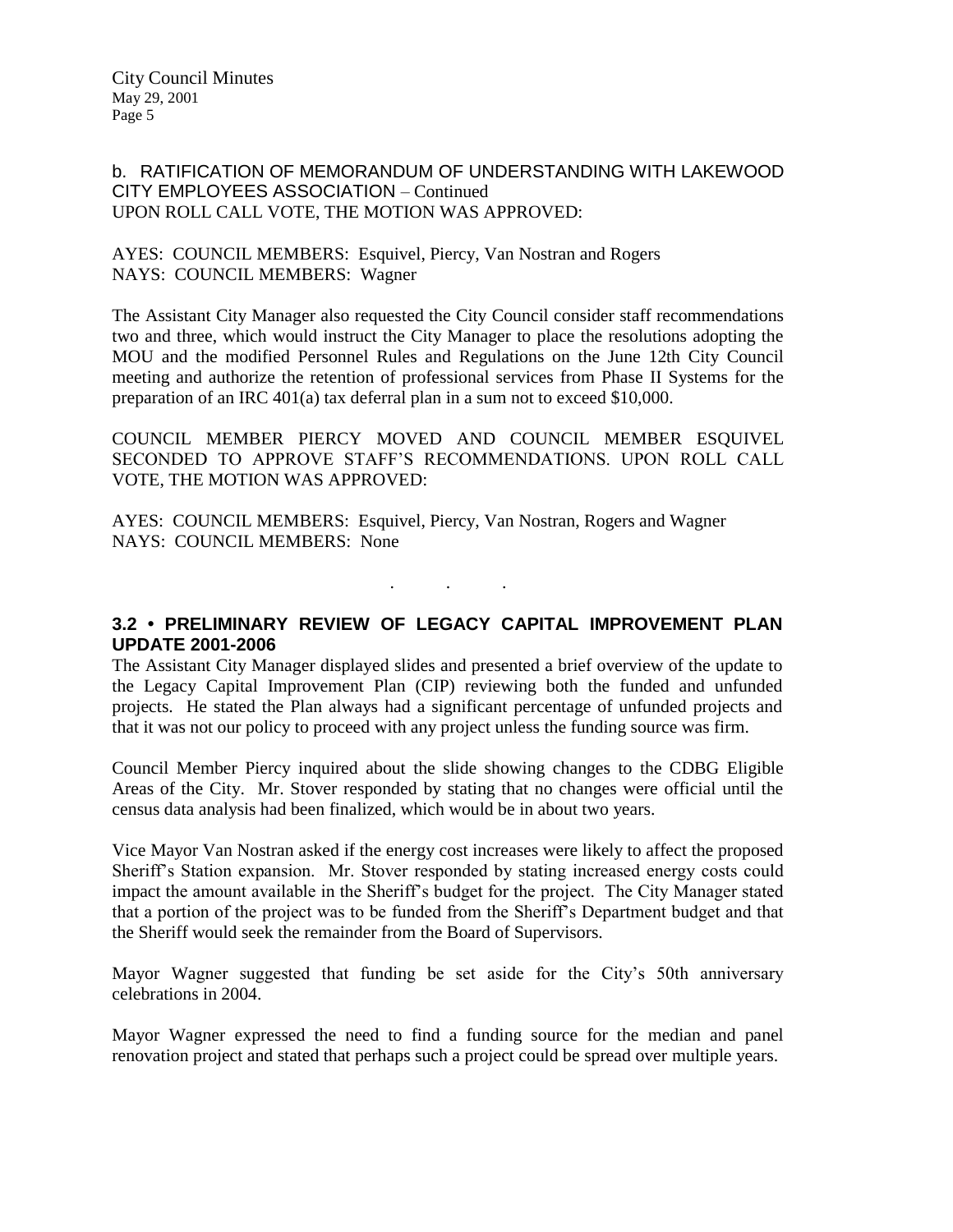b. RATIFICATION OF MEMORANDUM OF UNDERSTANDING WITH LAKEWOOD CITY EMPLOYEES ASSOCIATION – Continued
UPON ROLL CALL VOTE, THE MOTION WAS APPROVED:

AYES: COUNCIL MEMBERS: Esquivel, Piercy, Van Nostran and Rogers
NAYS: COUNCIL MEMBERS: Wagner

The Assistant City Manager also requested the City Council consider staff recommendations two and three, which would instruct the City Manager to place the resolutions adopting the MOU and the modified Personnel Rules and Regulations on the June 12th City Council meeting and authorize the retention of professional services from Phase II Systems for the preparation of an IRC 401(a) tax deferral plan in a sum not to exceed $10,000.

COUNCIL MEMBER PIERCY MOVED AND COUNCIL MEMBER ESQUIVEL SECONDED TO APPROVE STAFF'S RECOMMENDATIONS. UPON ROLL CALL VOTE, THE MOTION WAS APPROVED:

AYES: COUNCIL MEMBERS: Esquivel, Piercy, Van Nostran, Rogers and Wagner
NAYS: COUNCIL MEMBERS: None

. . .

**3.2 • PRELIMINARY REVIEW OF LEGACY CAPITAL IMPROVEMENT PLAN UPDATE 2001-2006**

The Assistant City Manager displayed slides and presented a brief overview of the update to the Legacy Capital Improvement Plan (CIP) reviewing both the funded and unfunded projects. He stated the Plan always had a significant percentage of unfunded projects and that it was not our policy to proceed with any project unless the funding source was firm.

Council Member Piercy inquired about the slide showing changes to the CDBG Eligible Areas of the City. Mr. Stover responded by stating that no changes were official until the census data analysis had been finalized, which would be in about two years.

Vice Mayor Van Nostran asked if the energy cost increases were likely to affect the proposed Sheriff's Station expansion. Mr. Stover responded by stating increased energy costs could impact the amount available in the Sheriff's budget for the project. The City Manager stated that a portion of the project was to be funded from the Sheriff's Department budget and that the Sheriff would seek the remainder from the Board of Supervisors.

Mayor Wagner suggested that funding be set aside for the City's 50th anniversary celebrations in 2004.

Mayor Wagner expressed the need to find a funding source for the median and panel renovation project and stated that perhaps such a project could be spread over multiple years.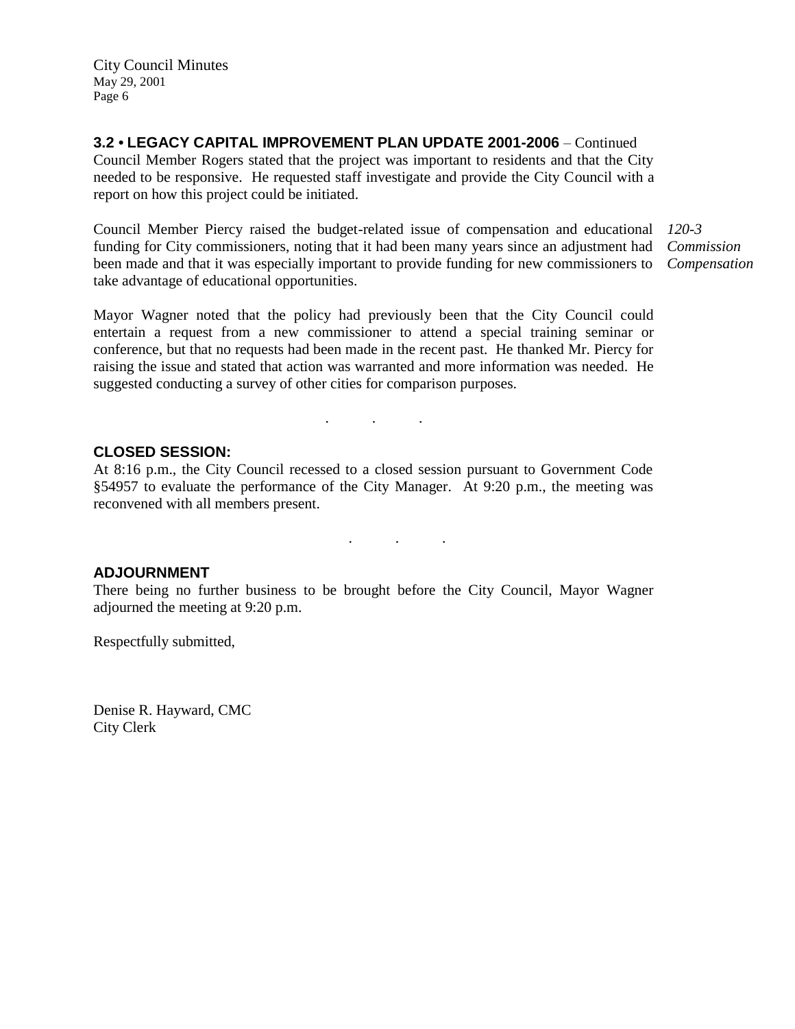### 3.2 • LEGACY CAPITAL IMPROVEMENT PLAN UPDATE 2001-2006 – Continued

Council Member Rogers stated that the project was important to residents and that the City needed to be responsive. He requested staff investigate and provide the City Council with a report on how this project could be initiated.

*120-3 Commission Compensation*

Council Member Piercy raised the budget-related issue of compensation and educational funding for City commissioners, noting that it had been many years since an adjustment had been made and that it was especially important to provide funding for new commissioners to take advantage of educational opportunities.

Mayor Wagner noted that the policy had previously been that the City Council could entertain a request from a new commissioner to attend a special training seminar or conference, but that no requests had been made in the recent past. He thanked Mr. Piercy for raising the issue and stated that action was warranted and more information was needed. He suggested conducting a survey of other cities for comparison purposes.

. . .

### CLOSED SESSION:

At 8:16 p.m., the City Council recessed to a closed session pursuant to Government Code §54957 to evaluate the performance of the City Manager. At 9:20 p.m., the meeting was reconvened with all members present.

. . .

### ADJOURNMENT

There being no further business to be brought before the City Council, Mayor Wagner adjourned the meeting at 9:20 p.m.

Respectfully submitted,

Denise R. Hayward, CMC
City Clerk